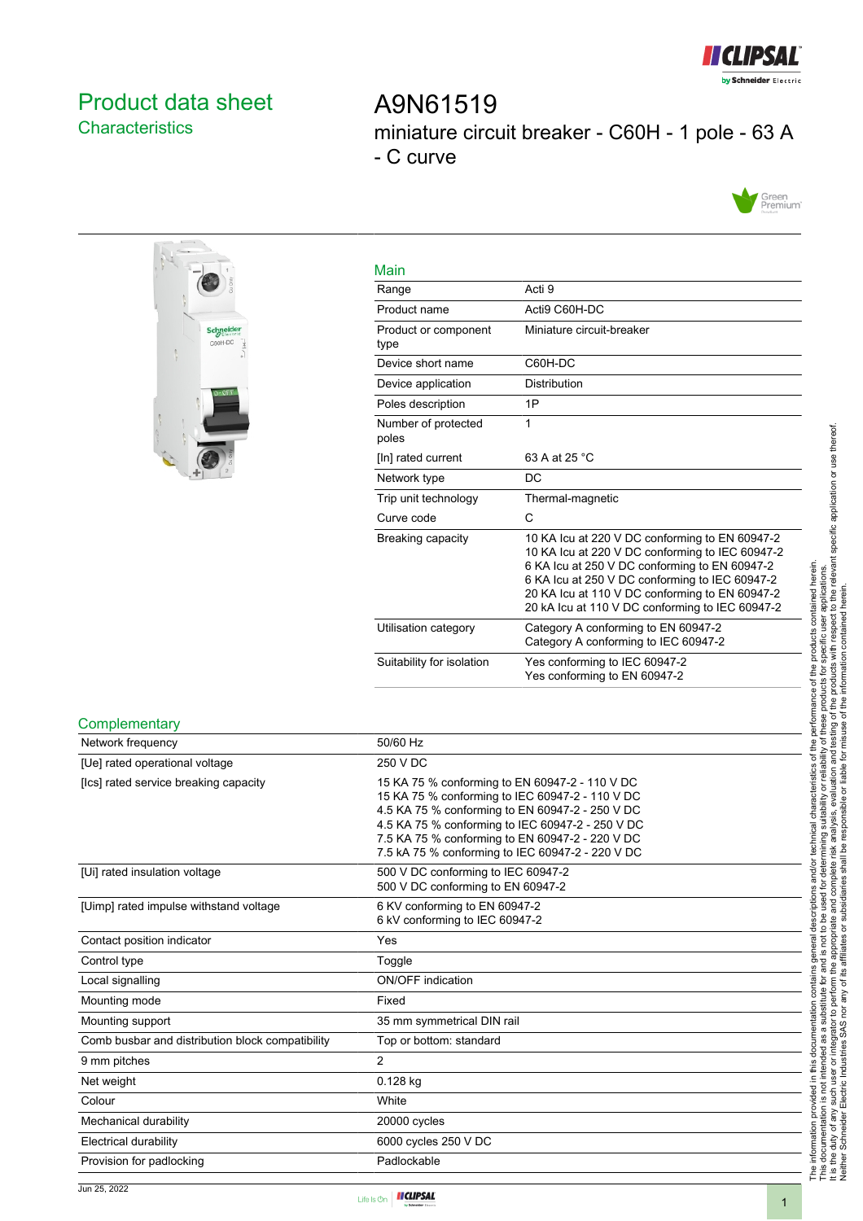# Product data sheet
## Characteristics

# A9N61519
miniature circuit breaker - C60H - 1 pole - 63 A - C curve

## Main

| | |
|---|---|
| Range | Acti 9 |
| Product name | Acti9 C60H-DC |
| Product or component type | Miniature circuit-breaker |
| Device short name | C60H-DC |
| Device application | Distribution |
| Poles description | 1P |
| Number of protected poles | 1 |
| [In] rated current | 63 A at 25 °C |
| Network type | DC |
| Trip unit technology | Thermal-magnetic |
| Curve code | C |
| Breaking capacity | 10 KA Icu at 220 V DC conforming to EN 60947-2<br>10 KA Icu at 220 V DC conforming to IEC 60947-2<br>6 KA Icu at 250 V DC conforming to EN 60947-2<br>6 KA Icu at 250 V DC conforming to IEC 60947-2<br>20 KA Icu at 110 V DC conforming to EN 60947-2<br>20 kA Icu at 110 V DC conforming to IEC 60947-2 |
| Utilisation category | Category A conforming to EN 60947-2<br>Category A conforming to IEC 60947-2 |
| Suitability for isolation | Yes conforming to IEC 60947-2<br>Yes conforming to EN 60947-2 |

## Complementary

| | |
|---|---|
| Network frequency | 50/60 Hz |
| [Ue] rated operational voltage | 250 V DC |
| [Ics] rated service breaking capacity | 15 KA 75 % conforming to EN 60947-2 - 110 V DC<br>15 KA 75 % conforming to IEC 60947-2 - 110 V DC<br>4.5 KA 75 % conforming to EN 60947-2 - 250 V DC<br>4.5 KA 75 % conforming to IEC 60947-2 - 250 V DC<br>7.5 KA 75 % conforming to EN 60947-2 - 220 V DC<br>7.5 kA 75 % conforming to IEC 60947-2 - 220 V DC |
| [Ui] rated insulation voltage | 500 V DC conforming to IEC 60947-2<br>500 V DC conforming to EN 60947-2 |
| [Uimp] rated impulse withstand voltage | 6 KV conforming to EN 60947-2<br>6 kV conforming to IEC 60947-2 |
| Contact position indicator | Yes |
| Control type | Toggle |
| Local signalling | ON/OFF indication |
| Mounting mode | Fixed |
| Mounting support | 35 mm symmetrical DIN rail |
| Comb busbar and distribution block compatibility | Top or bottom: standard |
| 9 mm pitches | 2 |
| Net weight | 0.128 kg |
| Colour | White |
| Mechanical durability | 20000 cycles |
| Electrical durability | 6000 cycles 250 V DC |
| Provision for padlocking | Padlockable |

The information provided in this documentation contains general descriptions and/or technical characteristics of the performance of the products contained herein. This documentation is not intended as a substitute for and is not to be used for determining suitability or reliability of these products for specific user applications. It is the duty of any such user or integrator to perform the appropriate and complete risk analysis, evaluation and testing of the products with respect to the relevant specific application or use thereof. Neither Schneider Electric Industries SAS nor any of its affiliates or subsidiaries shall be responsible or liable for misuse of the information contained herein.

Jun 25, 2022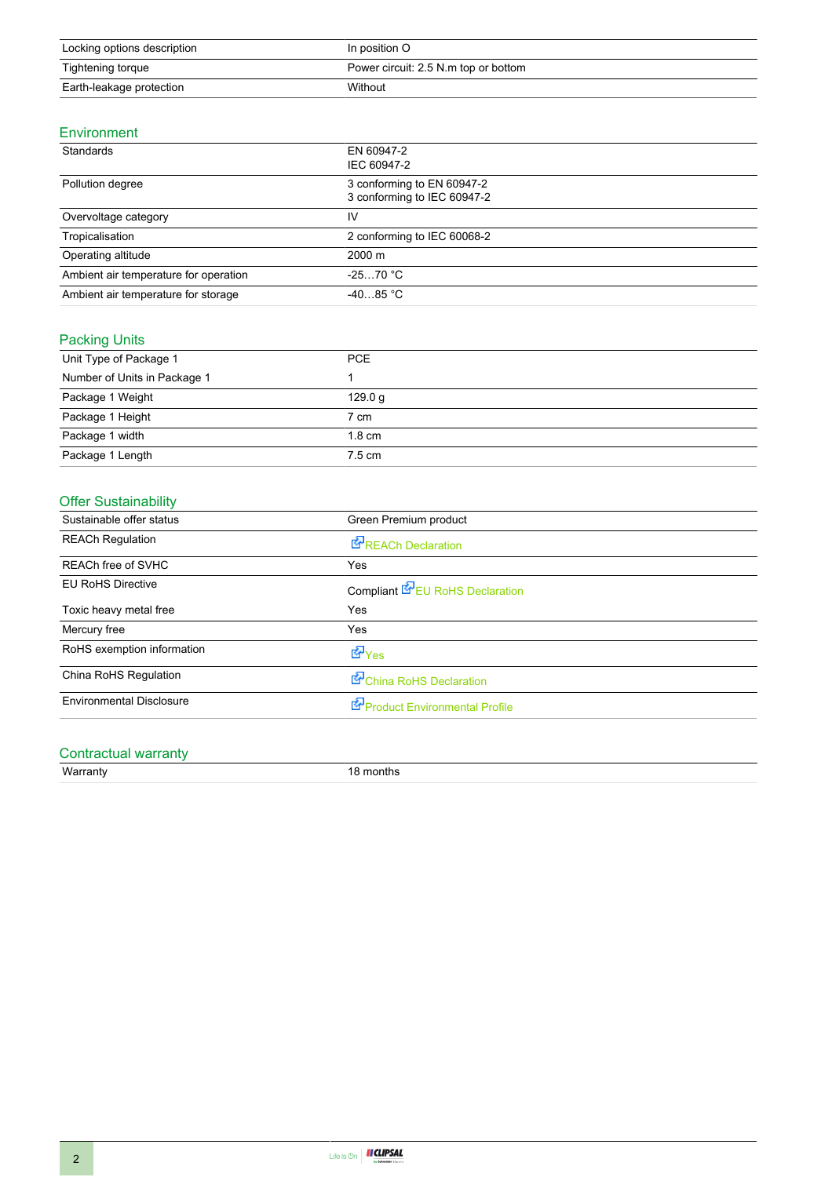| | |
|---|---|
| Locking options description | In position O |
| Tightening torque | Power circuit: 2.5 N.m top or bottom |
| Earth-leakage protection | Without |

## Environment

| | |
|---|---|
| Standards | EN 60947-2<br>IEC 60947-2 |
| Pollution degree | 3 conforming to EN 60947-2<br>3 conforming to IEC 60947-2 |
| Overvoltage category | IV |
| Tropicalisation | 2 conforming to IEC 60068-2 |
| Operating altitude | 2000 m |
| Ambient air temperature for operation | -25…70 °C |
| Ambient air temperature for storage | -40…85 °C |

## Packing Units

| | |
|---|---|
| Unit Type of Package 1 | PCE |
| Number of Units in Package 1 | 1 |
| Package 1 Weight | 129.0 g |
| Package 1 Height | 7 cm |
| Package 1 width | 1.8 cm |
| Package 1 Length | 7.5 cm |

## Offer Sustainability

| | |
|---|---|
| Sustainable offer status | Green Premium product |
| REACh Regulation | REACh Declaration |
| REACh free of SVHC | Yes |
| EU RoHS Directive | Compliant EU RoHS Declaration |
| Toxic heavy metal free | Yes |
| Mercury free | Yes |
| RoHS exemption information | Yes |
| China RoHS Regulation | China RoHS Declaration |
| Environmental Disclosure | Product Environmental Profile |

## Contractual warranty

| | |
|---|---|
| Warranty | 18 months |